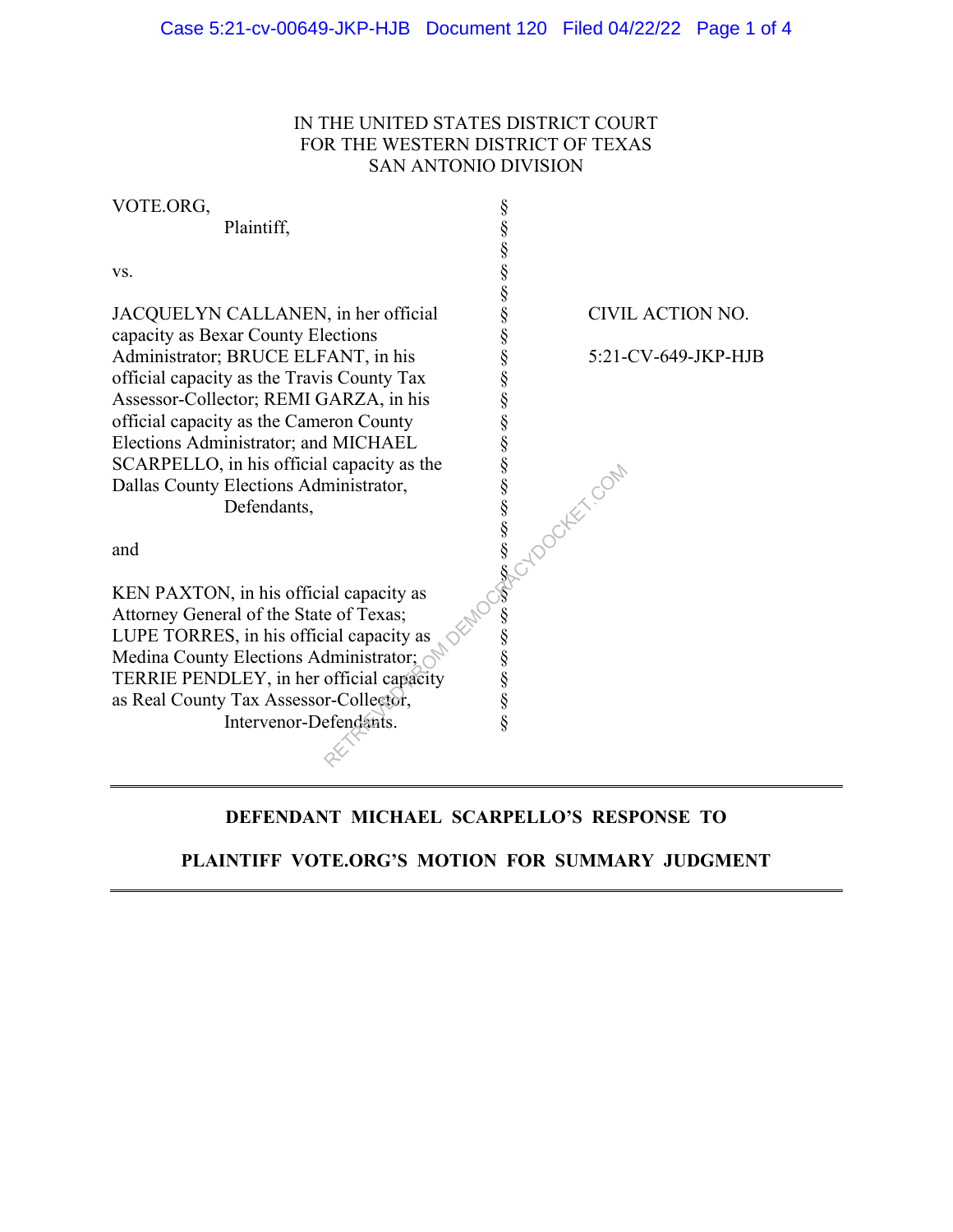IN THE UNITED STATES DISTRICT COURT
FOR THE WESTERN DISTRICT OF TEXAS
SAN ANTONIO DIVISION

| | | |
|---|---|---|
| VOTE.ORG,<br>Plaintiff,<br><br>vs.<br><br>JACQUELYN CALLANEN, in her official capacity as Bexar County Elections Administrator; BRUCE ELFANT, in his official capacity as the Travis County Tax Assessor-Collector; REMI GARZA, in his official capacity as the Cameron County Elections Administrator; and MICHAEL SCARPELLO, in his official capacity as the Dallas County Elections Administrator,<br>Defendants,<br><br>and<br><br>KEN PAXTON, in his official capacity as Attorney General of the State of Texas; LUPE TORRES, in his official capacity as Medina County Elections Administrator; TERRIE PENDLEY, in her official capacity as Real County Tax Assessor-Collector,<br>Intervenor-Defendants. | § | CIVIL ACTION NO.<br><br>5:21-CV-649-JKP-HJB |

---

**DEFENDANT MICHAEL SCARPELLO'S RESPONSE TO**

**PLAINTIFF VOTE.ORG'S MOTION FOR SUMMARY JUDGMENT**

---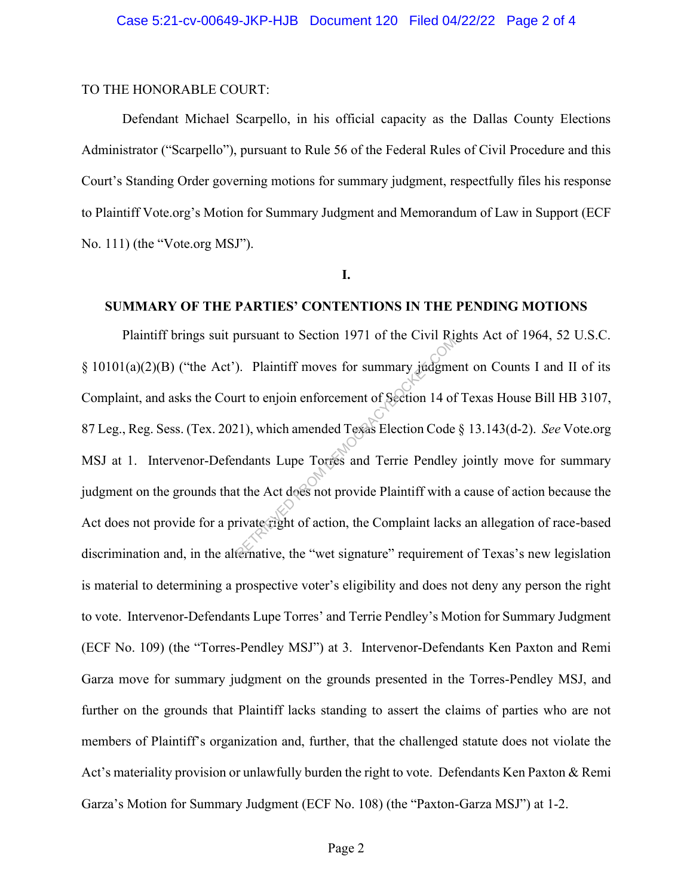TO THE HONORABLE COURT:

Defendant Michael Scarpello, in his official capacity as the Dallas County Elections Administrator ("Scarpello"), pursuant to Rule 56 of the Federal Rules of Civil Procedure and this Court's Standing Order governing motions for summary judgment, respectfully files his response to Plaintiff Vote.org's Motion for Summary Judgment and Memorandum of Law in Support (ECF No. 111) (the "Vote.org MSJ").

**I.**

**SUMMARY OF THE PARTIES' CONTENTIONS IN THE PENDING MOTIONS**

Plaintiff brings suit pursuant to Section 1971 of the Civil Rights Act of 1964, 52 U.S.C. § 10101(a)(2)(B) ("the Act"). Plaintiff moves for summary judgment on Counts I and II of its Complaint, and asks the Court to enjoin enforcement of Section 14 of Texas House Bill HB 3107, 87 Leg., Reg. Sess. (Tex. 2021), which amended Texas Election Code § 13.143(d-2). *See* Vote.org MSJ at 1. Intervenor-Defendants Lupe Torres and Terrie Pendley jointly move for summary judgment on the grounds that the Act does not provide Plaintiff with a cause of action because the Act does not provide for a private right of action, the Complaint lacks an allegation of race-based discrimination and, in the alternative, the "wet signature" requirement of Texas's new legislation is material to determining a prospective voter's eligibility and does not deny any person the right to vote. Intervenor-Defendants Lupe Torres' and Terrie Pendley's Motion for Summary Judgment (ECF No. 109) (the "Torres-Pendley MSJ") at 3. Intervenor-Defendants Ken Paxton and Remi Garza move for summary judgment on the grounds presented in the Torres-Pendley MSJ, and further on the grounds that Plaintiff lacks standing to assert the claims of parties who are not members of Plaintiff's organization and, further, that the challenged statute does not violate the Act's materiality provision or unlawfully burden the right to vote. Defendants Ken Paxton & Remi Garza's Motion for Summary Judgment (ECF No. 108) (the "Paxton-Garza MSJ") at 1-2.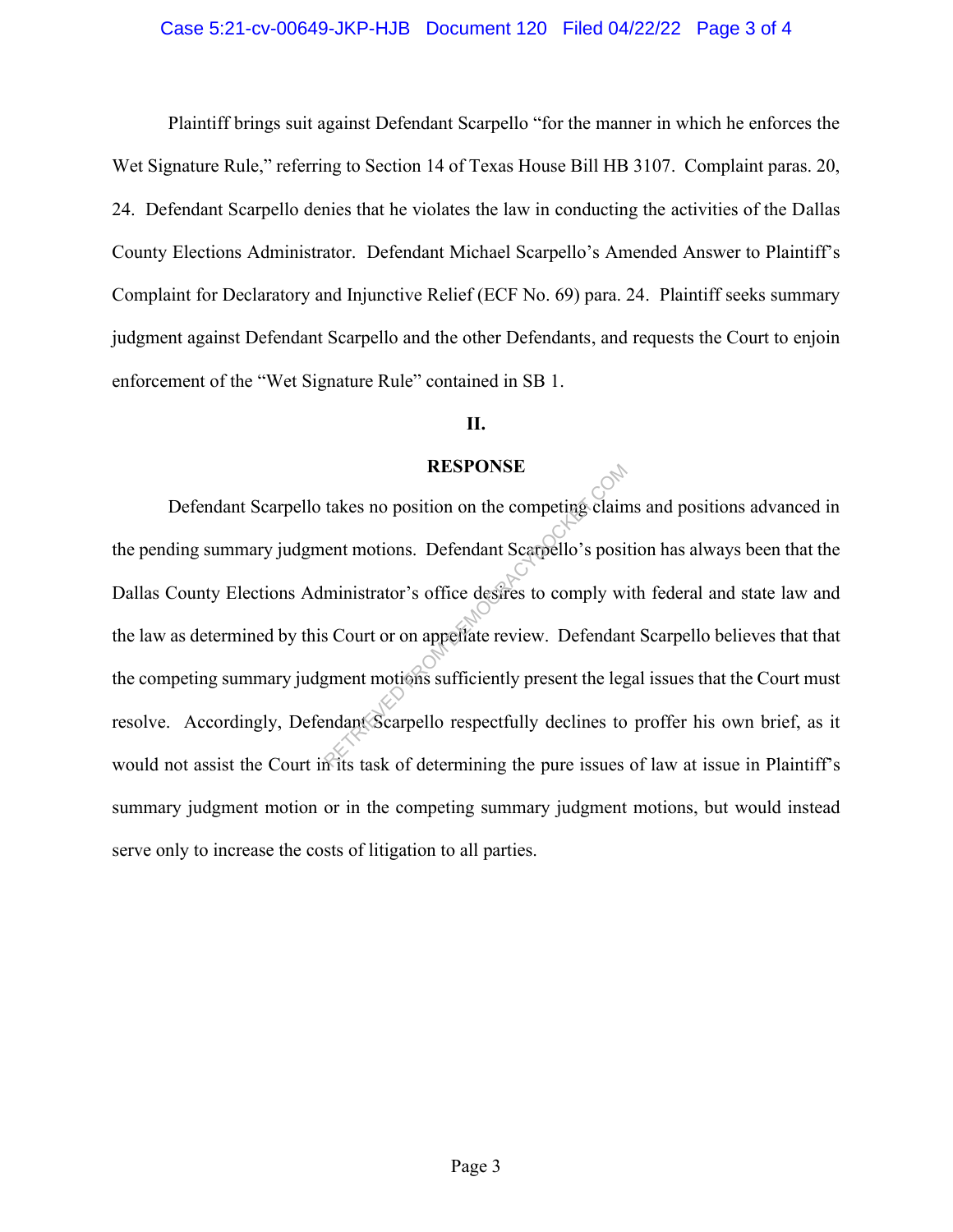Plaintiff brings suit against Defendant Scarpello "for the manner in which he enforces the Wet Signature Rule," referring to Section 14 of Texas House Bill HB 3107. Complaint paras. 20, 24. Defendant Scarpello denies that he violates the law in conducting the activities of the Dallas County Elections Administrator. Defendant Michael Scarpello's Amended Answer to Plaintiff's Complaint for Declaratory and Injunctive Relief (ECF No. 69) para. 24. Plaintiff seeks summary judgment against Defendant Scarpello and the other Defendants, and requests the Court to enjoin enforcement of the "Wet Signature Rule" contained in SB 1.

## II.

## RESPONSE

Defendant Scarpello takes no position on the competing claims and positions advanced in the pending summary judgment motions. Defendant Scarpello's position has always been that the Dallas County Elections Administrator's office desires to comply with federal and state law and the law as determined by this Court or on appellate review. Defendant Scarpello believes that that the competing summary judgment motions sufficiently present the legal issues that the Court must resolve. Accordingly, Defendant Scarpello respectfully declines to proffer his own brief, as it would not assist the Court in its task of determining the pure issues of law at issue in Plaintiff's summary judgment motion or in the competing summary judgment motions, but would instead serve only to increase the costs of litigation to all parties.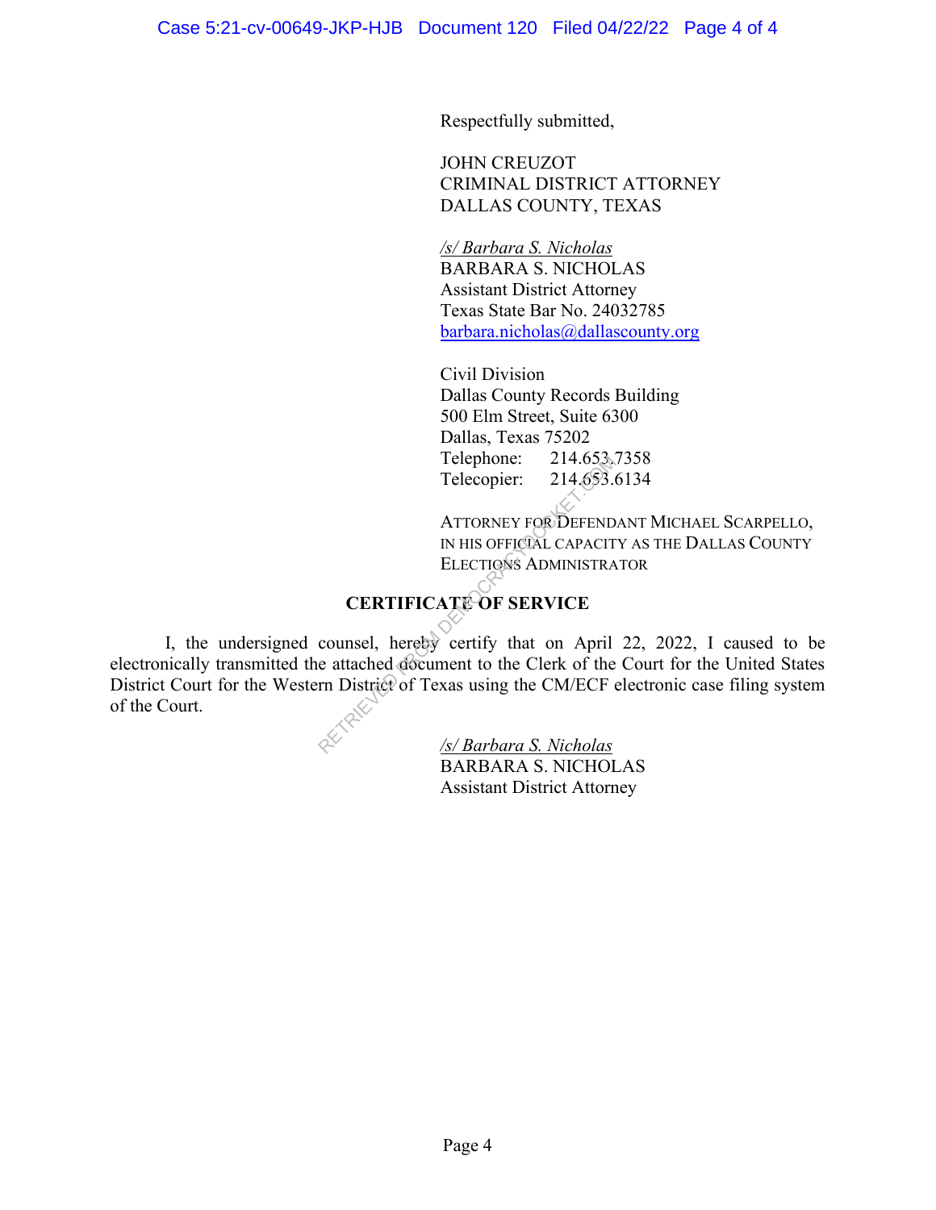Respectfully submitted,

JOHN CREUZOT
CRIMINAL DISTRICT ATTORNEY
DALLAS COUNTY, TEXAS

*/s/ Barbara S. Nicholas*
BARBARA S. NICHOLAS
Assistant District Attorney
Texas State Bar No. 24032785
barbara.nicholas@dallascounty.org

Civil Division
Dallas County Records Building
500 Elm Street, Suite 6300
Dallas, Texas 75202
Telephone: 214.653.7358
Telecopier: 214.653.6134

ATTORNEY FOR DEFENDANT MICHAEL SCARPELLO, IN HIS OFFICIAL CAPACITY AS THE DALLAS COUNTY ELECTIONS ADMINISTRATOR

**CERTIFICATE OF SERVICE**

I, the undersigned counsel, hereby certify that on April 22, 2022, I caused to be electronically transmitted the attached document to the Clerk of the Court for the United States District Court for the Western District of Texas using the CM/ECF electronic case filing system of the Court.

*/s/ Barbara S. Nicholas*
BARBARA S. NICHOLAS
Assistant District Attorney